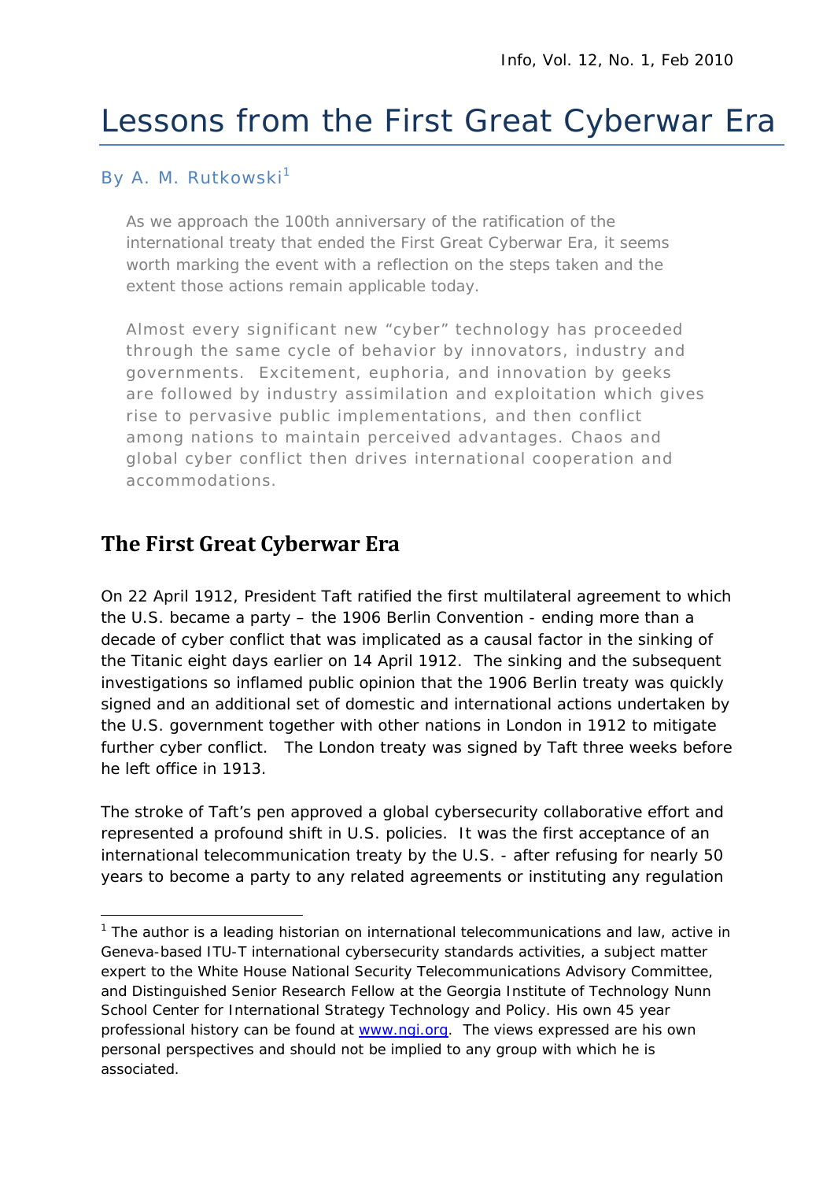# Lessons from the First Great Cyberwar Era

By A. M. Rutkowski[1]

As we approach the 100th anniversary of the ratification of the international treaty that ended the First Great Cyberwar Era, it seems worth marking the event with a reflection on the steps taken and the extent those actions remain applicable today.

Almost every significant new "cyber" technology has proceeded through the same cycle of behavior by innovators, industry and governments. Excitement, euphoria, and innovation by geeks are followed by industry assimilation and exploitation which gives rise to pervasive public implementations, and then conflict among nations to maintain perceived advantages. Chaos and global cyber conflict then drives international cooperation and accommodations.

## The First Great Cyberwar Era

On 22 April 1912, President Taft ratified the first multilateral agreement to which the U.S. became a party – the 1906 Berlin Convention - ending more than a decade of cyber conflict that was implicated as a causal factor in the sinking of the Titanic eight days earlier on 14 April 1912. The sinking and the subsequent investigations so inflamed public opinion that the 1906 Berlin treaty was quickly signed and an additional set of domestic and international actions undertaken by the U.S. government together with other nations in London in 1912 to mitigate further cyber conflict. The London treaty was signed by Taft three weeks before he left office in 1913.

The stroke of Taft's pen approved a global cybersecurity collaborative effort and represented a profound shift in U.S. policies. It was the first acceptance of an international telecommunication treaty by the U.S. - after refusing for nearly 50 years to become a party to any related agreements or instituting any regulation

---

[1] The author is a leading historian on international telecommunications and law, active in Geneva-based ITU-T international cybersecurity standards activities, a subject matter expert to the White House National Security Telecommunications Advisory Committee, and Distinguished Senior Research Fellow at the Georgia Institute of Technology Nunn School Center for International Strategy Technology and Policy. His own 45 year professional history can be found at www.ngi.org. The views expressed are his own personal perspectives and should not be implied to any group with which he is associated.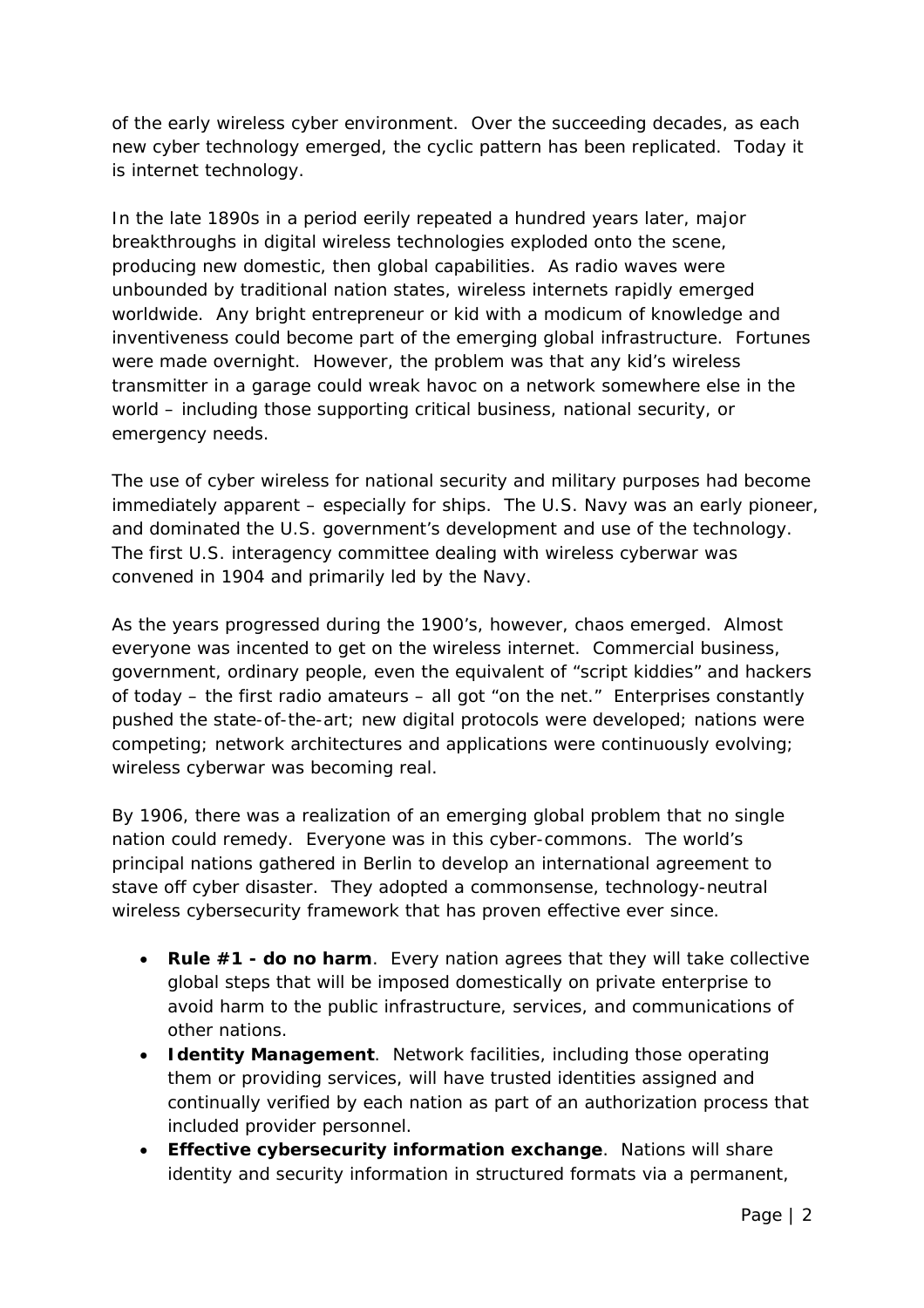of the early wireless cyber environment. Over the succeeding decades, as each new cyber technology emerged, the cyclic pattern has been replicated. Today it is internet technology.

In the late 1890s in a period eerily repeated a hundred years later, major breakthroughs in digital wireless technologies exploded onto the scene, producing new domestic, then global capabilities. As radio waves were unbounded by traditional nation states, wireless internets rapidly emerged worldwide. Any bright entrepreneur or kid with a modicum of knowledge and inventiveness could become part of the emerging global infrastructure. Fortunes were made overnight. However, the problem was that any kid's wireless transmitter in a garage could wreak havoc on a network somewhere else in the world – including those supporting critical business, national security, or emergency needs.

The use of cyber wireless for national security and military purposes had become immediately apparent – especially for ships. The U.S. Navy was an early pioneer, and dominated the U.S. government's development and use of the technology. The first U.S. interagency committee dealing with wireless cyberwar was convened in 1904 and primarily led by the Navy.

As the years progressed during the 1900's, however, chaos emerged. Almost everyone was incented to get on the wireless internet. Commercial business, government, ordinary people, even the equivalent of "script kiddies" and hackers of today – the first radio amateurs – all got "on the net." Enterprises constantly pushed the state-of-the-art; new digital protocols were developed; nations were competing; network architectures and applications were continuously evolving; wireless cyberwar was becoming real.

By 1906, there was a realization of an emerging global problem that no single nation could remedy. Everyone was in this cyber-commons. The world's principal nations gathered in Berlin to develop an international agreement to stave off cyber disaster. They adopted a commonsense, technology-neutral wireless cybersecurity framework that has proven effective ever since.

- **Rule #1 - do no harm**. Every nation agrees that they will take collective global steps that will be imposed domestically on private enterprise to avoid harm to the public infrastructure, services, and communications of other nations.
- **Identity Management**. Network facilities, including those operating them or providing services, will have trusted identities assigned and continually verified by each nation as part of an authorization process that included provider personnel.
- **Effective cybersecurity information exchange**. Nations will share identity and security information in structured formats via a permanent,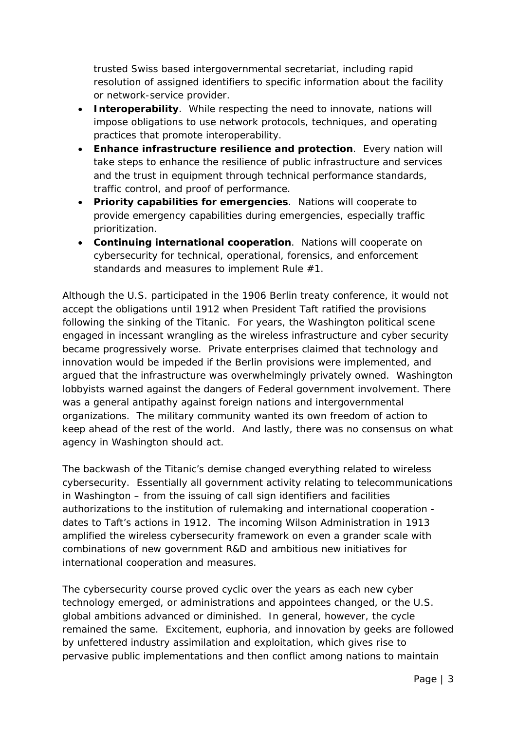trusted Swiss based intergovernmental secretariat, including rapid resolution of assigned identifiers to specific information about the facility or network-service provider.

- **Interoperability**. While respecting the need to innovate, nations will impose obligations to use network protocols, techniques, and operating practices that promote interoperability.
- **Enhance infrastructure resilience and protection**. Every nation will take steps to enhance the resilience of public infrastructure and services and the trust in equipment through technical performance standards, traffic control, and proof of performance.
- **Priority capabilities for emergencies**. Nations will cooperate to provide emergency capabilities during emergencies, especially traffic prioritization.
- **Continuing international cooperation**. Nations will cooperate on cybersecurity for technical, operational, forensics, and enforcement standards and measures to implement Rule #1.

Although the U.S. participated in the 1906 Berlin treaty conference, it would not accept the obligations until 1912 when President Taft ratified the provisions following the sinking of the Titanic. For years, the Washington political scene engaged in incessant wrangling as the wireless infrastructure and cyber security became progressively worse. Private enterprises claimed that technology and innovation would be impeded if the Berlin provisions were implemented, and argued that the infrastructure was overwhelmingly privately owned. Washington lobbyists warned against the dangers of Federal government involvement. There was a general antipathy against foreign nations and intergovernmental organizations. The military community wanted its own freedom of action to keep ahead of the rest of the world. And lastly, there was no consensus on what agency in Washington should act.

The backwash of the Titanic's demise changed everything related to wireless cybersecurity. Essentially all government activity relating to telecommunications in Washington – from the issuing of call sign identifiers and facilities authorizations to the institution of rulemaking and international cooperation - dates to Taft's actions in 1912. The incoming Wilson Administration in 1913 amplified the wireless cybersecurity framework on even a grander scale with combinations of new government R&D and ambitious new initiatives for international cooperation and measures.

The cybersecurity course proved cyclic over the years as each new cyber technology emerged, or administrations and appointees changed, or the U.S. global ambitions advanced or diminished. In general, however, the cycle remained the same. Excitement, euphoria, and innovation by geeks are followed by unfettered industry assimilation and exploitation, which gives rise to pervasive public implementations and then conflict among nations to maintain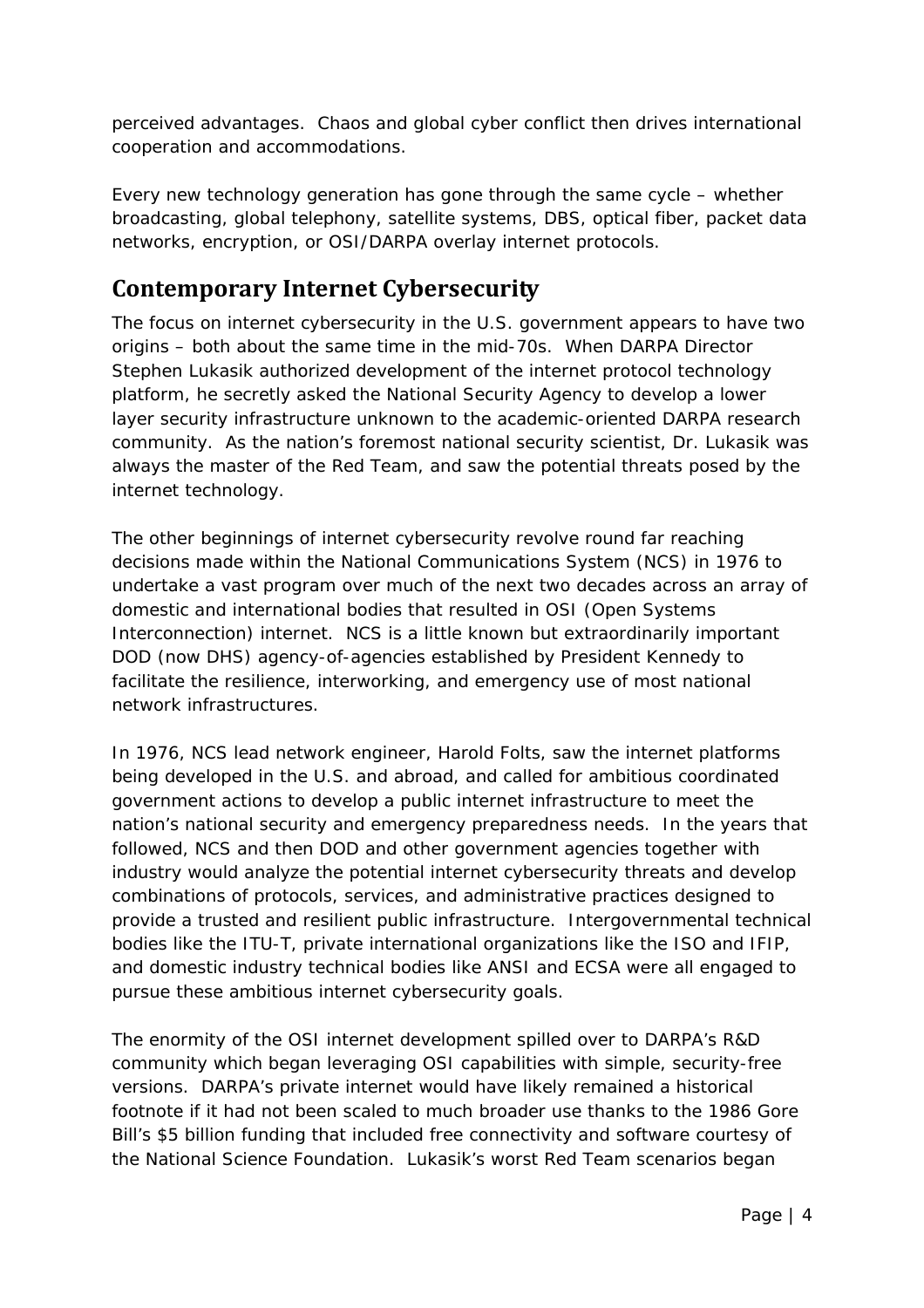perceived advantages. Chaos and global cyber conflict then drives international cooperation and accommodations.

Every new technology generation has gone through the same cycle – whether broadcasting, global telephony, satellite systems, DBS, optical fiber, packet data networks, encryption, or OSI/DARPA overlay internet protocols.

## Contemporary Internet Cybersecurity

The focus on internet cybersecurity in the U.S. government appears to have two origins – both about the same time in the mid-70s. When DARPA Director Stephen Lukasik authorized development of the internet protocol technology platform, he secretly asked the National Security Agency to develop a lower layer security infrastructure unknown to the academic-oriented DARPA research community. As the nation's foremost national security scientist, Dr. Lukasik was always the master of the Red Team, and saw the potential threats posed by the internet technology.

The other beginnings of internet cybersecurity revolve round far reaching decisions made within the National Communications System (NCS) in 1976 to undertake a vast program over much of the next two decades across an array of domestic and international bodies that resulted in OSI (Open Systems Interconnection) internet. NCS is a little known but extraordinarily important DOD (now DHS) agency-of-agencies established by President Kennedy to facilitate the resilience, interworking, and emergency use of most national network infrastructures.

In 1976, NCS lead network engineer, Harold Folts, saw the internet platforms being developed in the U.S. and abroad, and called for ambitious coordinated government actions to develop a public internet infrastructure to meet the nation's national security and emergency preparedness needs. In the years that followed, NCS and then DOD and other government agencies together with industry would analyze the potential internet cybersecurity threats and develop combinations of protocols, services, and administrative practices designed to provide a trusted and resilient public infrastructure. Intergovernmental technical bodies like the ITU-T, private international organizations like the ISO and IFIP, and domestic industry technical bodies like ANSI and ECSA were all engaged to pursue these ambitious internet cybersecurity goals.

The enormity of the OSI internet development spilled over to DARPA's R&D community which began leveraging OSI capabilities with simple, security-free versions. DARPA's private internet would have likely remained a historical footnote if it had not been scaled to much broader use thanks to the 1986 Gore Bill's $5 billion funding that included free connectivity and software courtesy of the National Science Foundation. Lukasik's worst Red Team scenarios began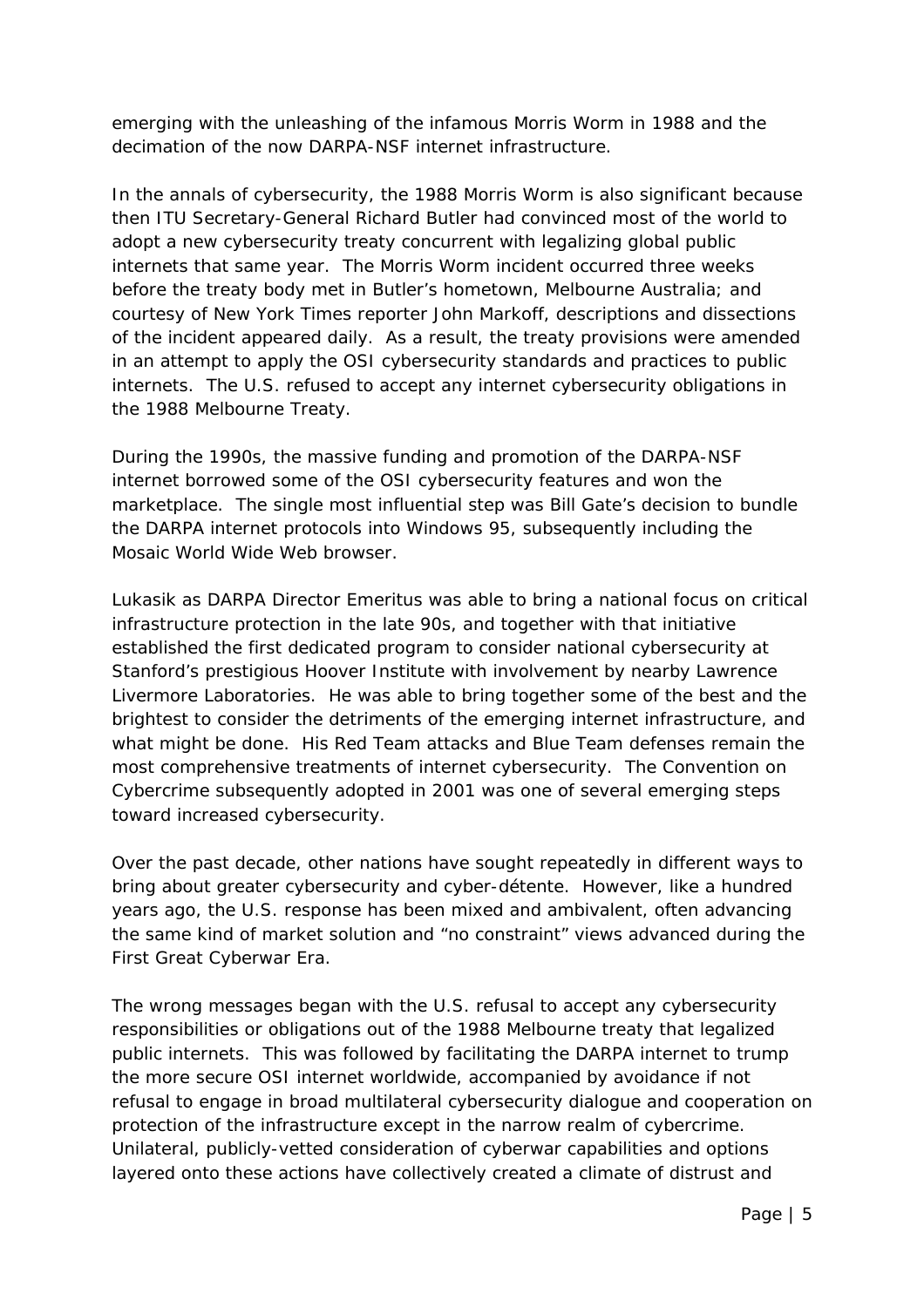emerging with the unleashing of the infamous Morris Worm in 1988 and the decimation of the now DARPA-NSF internet infrastructure.

In the annals of cybersecurity, the 1988 Morris Worm is also significant because then ITU Secretary-General Richard Butler had convinced most of the world to adopt a new cybersecurity treaty concurrent with legalizing global public internets that same year. The Morris Worm incident occurred three weeks before the treaty body met in Butler's hometown, Melbourne Australia; and courtesy of New York Times reporter John Markoff, descriptions and dissections of the incident appeared daily. As a result, the treaty provisions were amended in an attempt to apply the OSI cybersecurity standards and practices to public internets. The U.S. refused to accept any internet cybersecurity obligations in the 1988 Melbourne Treaty.

During the 1990s, the massive funding and promotion of the DARPA-NSF internet borrowed some of the OSI cybersecurity features and won the marketplace. The single most influential step was Bill Gate's decision to bundle the DARPA internet protocols into Windows 95, subsequently including the Mosaic World Wide Web browser.

Lukasik as DARPA Director Emeritus was able to bring a national focus on critical infrastructure protection in the late 90s, and together with that initiative established the first dedicated program to consider national cybersecurity at Stanford's prestigious Hoover Institute with involvement by nearby Lawrence Livermore Laboratories. He was able to bring together some of the best and the brightest to consider the detriments of the emerging internet infrastructure, and what might be done. His Red Team attacks and Blue Team defenses remain the most comprehensive treatments of internet cybersecurity. The Convention on Cybercrime subsequently adopted in 2001 was one of several emerging steps toward increased cybersecurity.

Over the past decade, other nations have sought repeatedly in different ways to bring about greater cybersecurity and cyber-détente. However, like a hundred years ago, the U.S. response has been mixed and ambivalent, often advancing the same kind of market solution and "no constraint" views advanced during the First Great Cyberwar Era.

The wrong messages began with the U.S. refusal to accept any cybersecurity responsibilities or obligations out of the 1988 Melbourne treaty that legalized public internets. This was followed by facilitating the DARPA internet to trump the more secure OSI internet worldwide, accompanied by avoidance if not refusal to engage in broad multilateral cybersecurity dialogue and cooperation on protection of the infrastructure except in the narrow realm of cybercrime. Unilateral, publicly-vetted consideration of cyberwar capabilities and options layered onto these actions have collectively created a climate of distrust and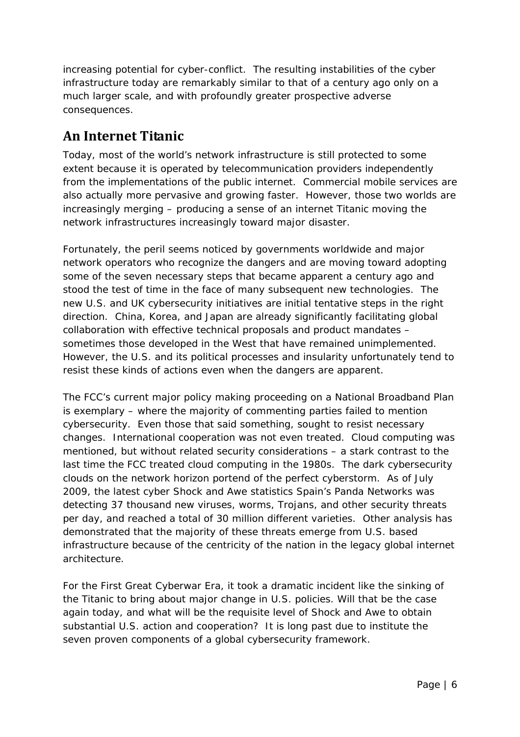increasing potential for cyber-conflict. The resulting instabilities of the cyber infrastructure today are remarkably similar to that of a century ago only on a much larger scale, and with profoundly greater prospective adverse consequences.

## An Internet Titanic

Today, most of the world's network infrastructure is still protected to some extent because it is operated by telecommunication providers independently from the implementations of the public internet. Commercial mobile services are also actually more pervasive and growing faster. However, those two worlds are increasingly merging – producing a sense of an internet Titanic moving the network infrastructures increasingly toward major disaster.

Fortunately, the peril seems noticed by governments worldwide and major network operators who recognize the dangers and are moving toward adopting some of the seven necessary steps that became apparent a century ago and stood the test of time in the face of many subsequent new technologies. The new U.S. and UK cybersecurity initiatives are initial tentative steps in the right direction. China, Korea, and Japan are already significantly facilitating global collaboration with effective technical proposals and product mandates – sometimes those developed in the West that have remained unimplemented. However, the U.S. and its political processes and insularity unfortunately tend to resist these kinds of actions even when the dangers are apparent.

The FCC's current major policy making proceeding on a National Broadband Plan is exemplary – where the majority of commenting parties failed to mention cybersecurity. Even those that said something, sought to resist necessary changes. International cooperation was not even treated. Cloud computing was mentioned, but without related security considerations – a stark contrast to the last time the FCC treated cloud computing in the 1980s. The dark cybersecurity clouds on the network horizon portend of the perfect cyberstorm. As of July 2009, the latest cyber Shock and Awe statistics Spain's Panda Networks was detecting 37 thousand new viruses, worms, Trojans, and other security threats per day, and reached a total of 30 million different varieties. Other analysis has demonstrated that the majority of these threats emerge from U.S. based infrastructure because of the centricity of the nation in the legacy global internet architecture.

For the First Great Cyberwar Era, it took a dramatic incident like the sinking of the Titanic to bring about major change in U.S. policies. Will that be the case again today, and what will be the requisite level of Shock and Awe to obtain substantial U.S. action and cooperation? It is long past due to institute the seven proven components of a global cybersecurity framework.